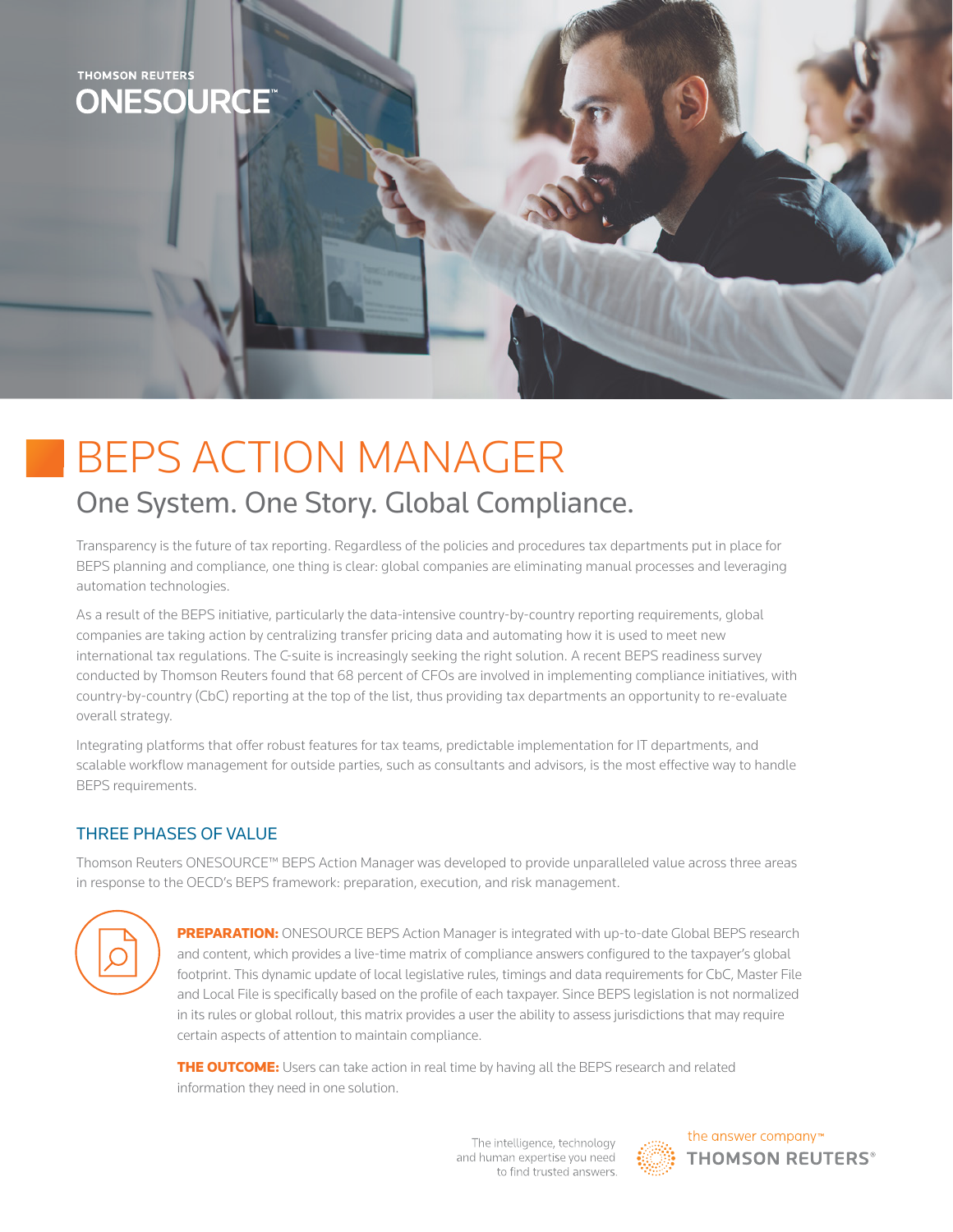THOMSON REUTERS

ONESOURCE™

# BEPS ACTION MANAGER

## One System. One Story. Global Compliance.

Transparency is the future of tax reporting. Regardless of the policies and procedures tax departments put in place for BEPS planning and compliance, one thing is clear: global companies are eliminating manual processes and leveraging automation technologies.

As a result of the BEPS initiative, particularly the data-intensive country-by-country reporting requirements, global companies are taking action by centralizing transfer pricing data and automating how it is used to meet new international tax regulations. The C-suite is increasingly seeking the right solution. A recent BEPS readiness survey conducted by Thomson Reuters found that 68 percent of CFOs are involved in implementing compliance initiatives, with country-by-country (CbC) reporting at the top of the list, thus providing tax departments an opportunity to re-evaluate overall strategy.

Integrating platforms that offer robust features for tax teams, predictable implementation for IT departments, and scalable workflow management for outside parties, such as consultants and advisors, is the most effective way to handle BEPS requirements.

### THREE PHASES OF VALUE

Thomson Reuters ONESOURCE™ BEPS Action Manager was developed to provide unparalleled value across three areas in response to the OECD's BEPS framework: preparation, execution, and risk management.

**PREPARATION:** ONESOURCE BEPS Action Manager is integrated with up-to-date Global BEPS research and content, which provides a live-time matrix of compliance answers configured to the taxpayer's global footprint. This dynamic update of local legislative rules, timings and data requirements for CbC, Master File and Local File is specifically based on the profile of each taxpayer. Since BEPS legislation is not normalized in its rules or global rollout, this matrix provides a user the ability to assess jurisdictions that may require certain aspects of attention to maintain compliance.

**THE OUTCOME:** Users can take action in real time by having all the BEPS research and related information they need in one solution.

The intelligence, technology and human expertise you need to find trusted answers.

the answer company™ THOMSON REUTERS®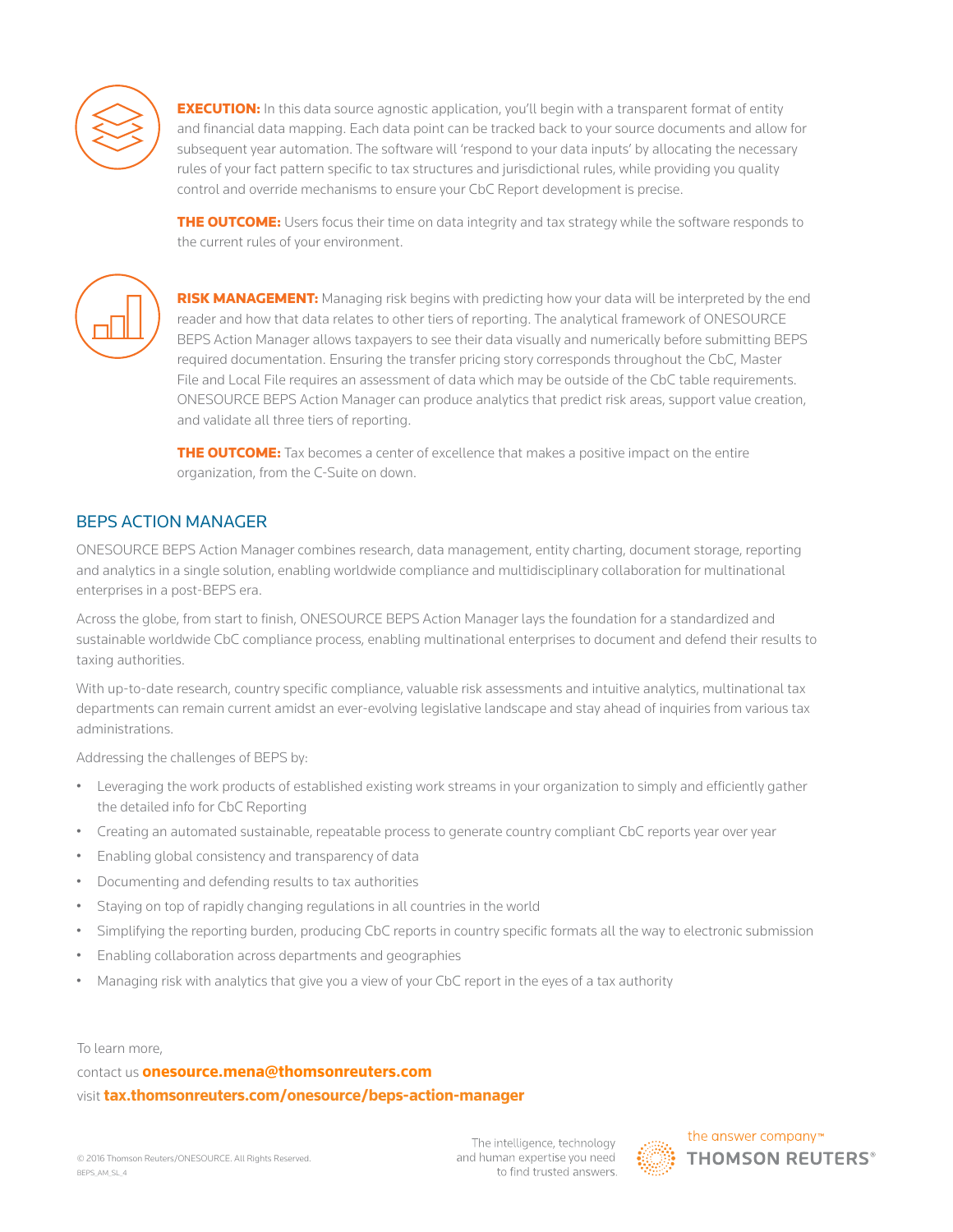**EXECUTION:** In this data source agnostic application, you'll begin with a transparent format of entity and financial data mapping. Each data point can be tracked back to your source documents and allow for subsequent year automation. The software will 'respond to your data inputs' by allocating the necessary rules of your fact pattern specific to tax structures and jurisdictional rules, while providing you quality control and override mechanisms to ensure your CbC Report development is precise.

**THE OUTCOME:** Users focus their time on data integrity and tax strategy while the software responds to the current rules of your environment.

**RISK MANAGEMENT:** Managing risk begins with predicting how your data will be interpreted by the end reader and how that data relates to other tiers of reporting. The analytical framework of ONESOURCE BEPS Action Manager allows taxpayers to see their data visually and numerically before submitting BEPS required documentation. Ensuring the transfer pricing story corresponds throughout the CbC, Master File and Local File requires an assessment of data which may be outside of the CbC table requirements. ONESOURCE BEPS Action Manager can produce analytics that predict risk areas, support value creation, and validate all three tiers of reporting.

**THE OUTCOME:** Tax becomes a center of excellence that makes a positive impact on the entire organization, from the C-Suite on down.

## BEPS ACTION MANAGER

ONESOURCE BEPS Action Manager combines research, data management, entity charting, document storage, reporting and analytics in a single solution, enabling worldwide compliance and multidisciplinary collaboration for multinational enterprises in a post-BEPS era.

Across the globe, from start to finish, ONESOURCE BEPS Action Manager lays the foundation for a standardized and sustainable worldwide CbC compliance process, enabling multinational enterprises to document and defend their results to taxing authorities.

With up-to-date research, country specific compliance, valuable risk assessments and intuitive analytics, multinational tax departments can remain current amidst an ever-evolving legislative landscape and stay ahead of inquiries from various tax administrations.

Addressing the challenges of BEPS by:

- Leveraging the work products of established existing work streams in your organization to simply and efficiently gather the detailed info for CbC Reporting
- Creating an automated sustainable, repeatable process to generate country compliant CbC reports year over year
- Enabling global consistency and transparency of data
- Documenting and defending results to tax authorities
- Staying on top of rapidly changing regulations in all countries in the world
- Simplifying the reporting burden, producing CbC reports in country specific formats all the way to electronic submission
- Enabling collaboration across departments and geographies
- Managing risk with analytics that give you a view of your CbC report in the eyes of a tax authority

To learn more,

contact us **onesource.mena@thomsonreuters.com**

visit **tax.thomsonreuters.com/onesource/beps-action-manager**

© 2016 Thomson Reuters/ONESOURCE. All Rights Reserved.
BEPS_AM_SL_4

The intelligence, technology and human expertise you need to find trusted answers.

the answer company™
THOMSON REUTERS®